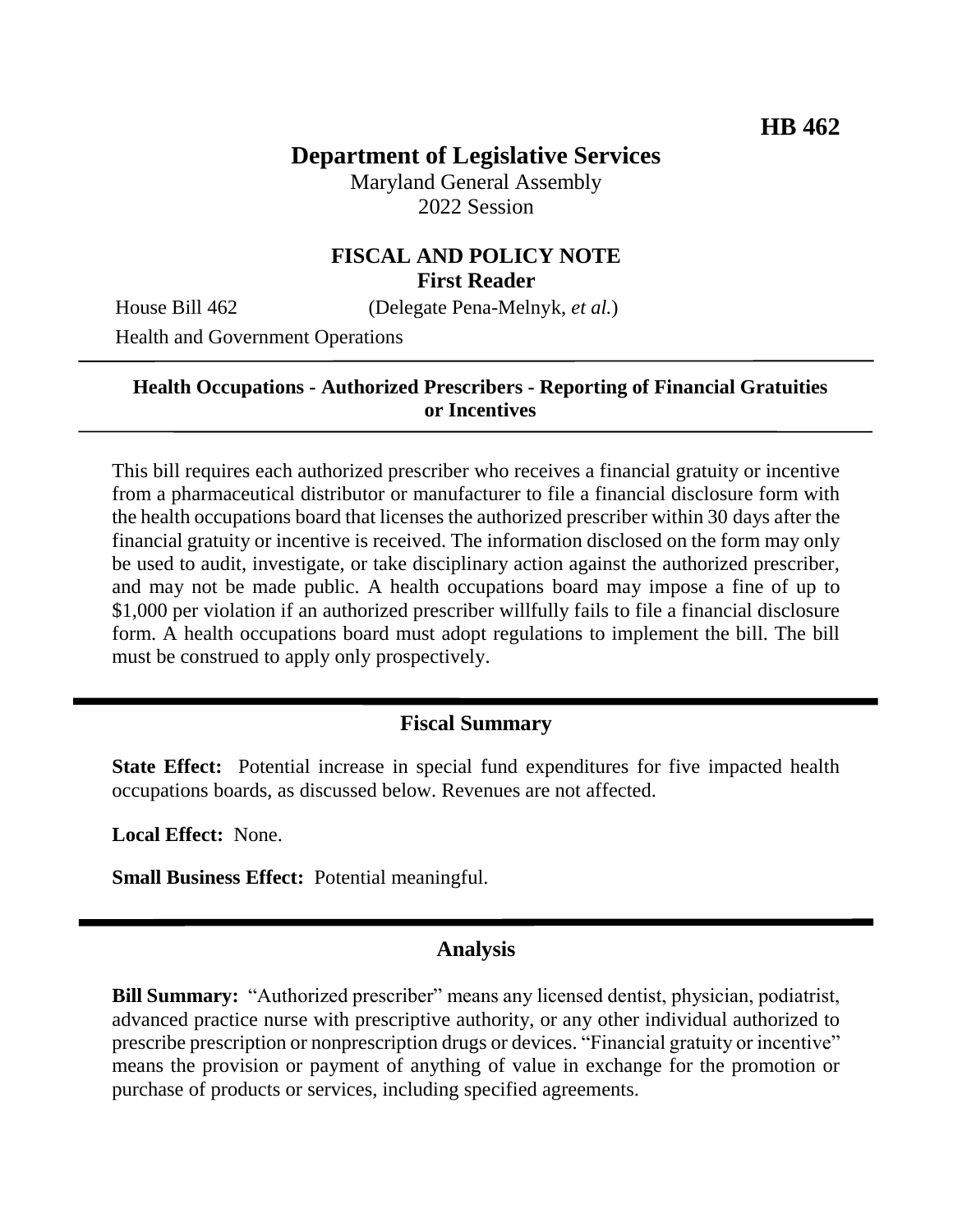**HB 462**

# Department of Legislative Services

Maryland General Assembly
2022 Session

## FISCAL AND POLICY NOTE
**First Reader**

House Bill 462 (Delegate Pena-Melnyk, *et al.*)

Health and Government Operations

---

**Health Occupations - Authorized Prescribers - Reporting of Financial Gratuities or Incentives**

---

This bill requires each authorized prescriber who receives a financial gratuity or incentive from a pharmaceutical distributor or manufacturer to file a financial disclosure form with the health occupations board that licenses the authorized prescriber within 30 days after the financial gratuity or incentive is received. The information disclosed on the form may only be used to audit, investigate, or take disciplinary action against the authorized prescriber, and may not be made public. A health occupations board may impose a fine of up to $1,000 per violation if an authorized prescriber willfully fails to file a financial disclosure form. A health occupations board must adopt regulations to implement the bill. The bill must be construed to apply only prospectively.

---

## Fiscal Summary

**State Effect:** Potential increase in special fund expenditures for five impacted health occupations boards, as discussed below. Revenues are not affected.

**Local Effect:** None.

**Small Business Effect:** Potential meaningful.

---

## Analysis

**Bill Summary:** "Authorized prescriber" means any licensed dentist, physician, podiatrist, advanced practice nurse with prescriptive authority, or any other individual authorized to prescribe prescription or nonprescription drugs or devices. "Financial gratuity or incentive" means the provision or payment of anything of value in exchange for the promotion or purchase of products or services, including specified agreements.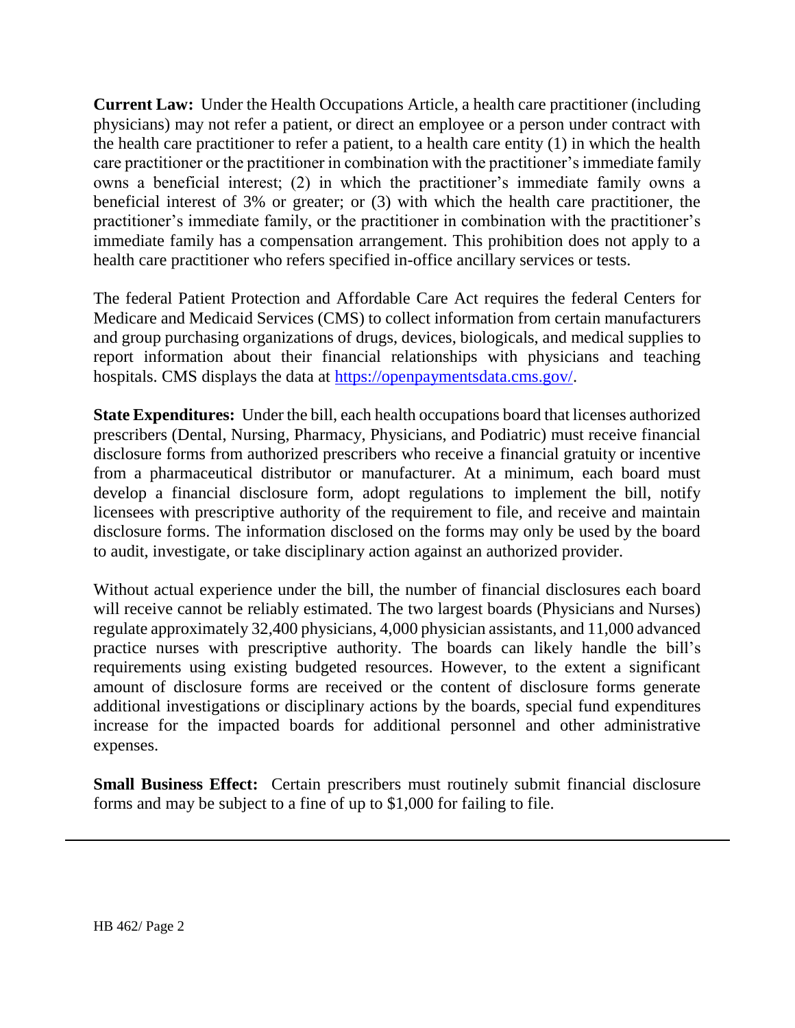**Current Law:** Under the Health Occupations Article, a health care practitioner (including physicians) may not refer a patient, or direct an employee or a person under contract with the health care practitioner to refer a patient, to a health care entity (1) in which the health care practitioner or the practitioner in combination with the practitioner's immediate family owns a beneficial interest; (2) in which the practitioner's immediate family owns a beneficial interest of 3% or greater; or (3) with which the health care practitioner, the practitioner's immediate family, or the practitioner in combination with the practitioner's immediate family has a compensation arrangement. This prohibition does not apply to a health care practitioner who refers specified in-office ancillary services or tests.

The federal Patient Protection and Affordable Care Act requires the federal Centers for Medicare and Medicaid Services (CMS) to collect information from certain manufacturers and group purchasing organizations of drugs, devices, biologicals, and medical supplies to report information about their financial relationships with physicians and teaching hospitals. CMS displays the data at [https://openpaymentsdata.cms.gov/](https://openpaymentsdata.cms.gov/).

**State Expenditures:** Under the bill, each health occupations board that licenses authorized prescribers (Dental, Nursing, Pharmacy, Physicians, and Podiatric) must receive financial disclosure forms from authorized prescribers who receive a financial gratuity or incentive from a pharmaceutical distributor or manufacturer. At a minimum, each board must develop a financial disclosure form, adopt regulations to implement the bill, notify licensees with prescriptive authority of the requirement to file, and receive and maintain disclosure forms. The information disclosed on the forms may only be used by the board to audit, investigate, or take disciplinary action against an authorized provider.

Without actual experience under the bill, the number of financial disclosures each board will receive cannot be reliably estimated. The two largest boards (Physicians and Nurses) regulate approximately 32,400 physicians, 4,000 physician assistants, and 11,000 advanced practice nurses with prescriptive authority. The boards can likely handle the bill's requirements using existing budgeted resources. However, to the extent a significant amount of disclosure forms are received or the content of disclosure forms generate additional investigations or disciplinary actions by the boards, special fund expenditures increase for the impacted boards for additional personnel and other administrative expenses.

**Small Business Effect:** Certain prescribers must routinely submit financial disclosure forms and may be subject to a fine of up to $1,000 for failing to file.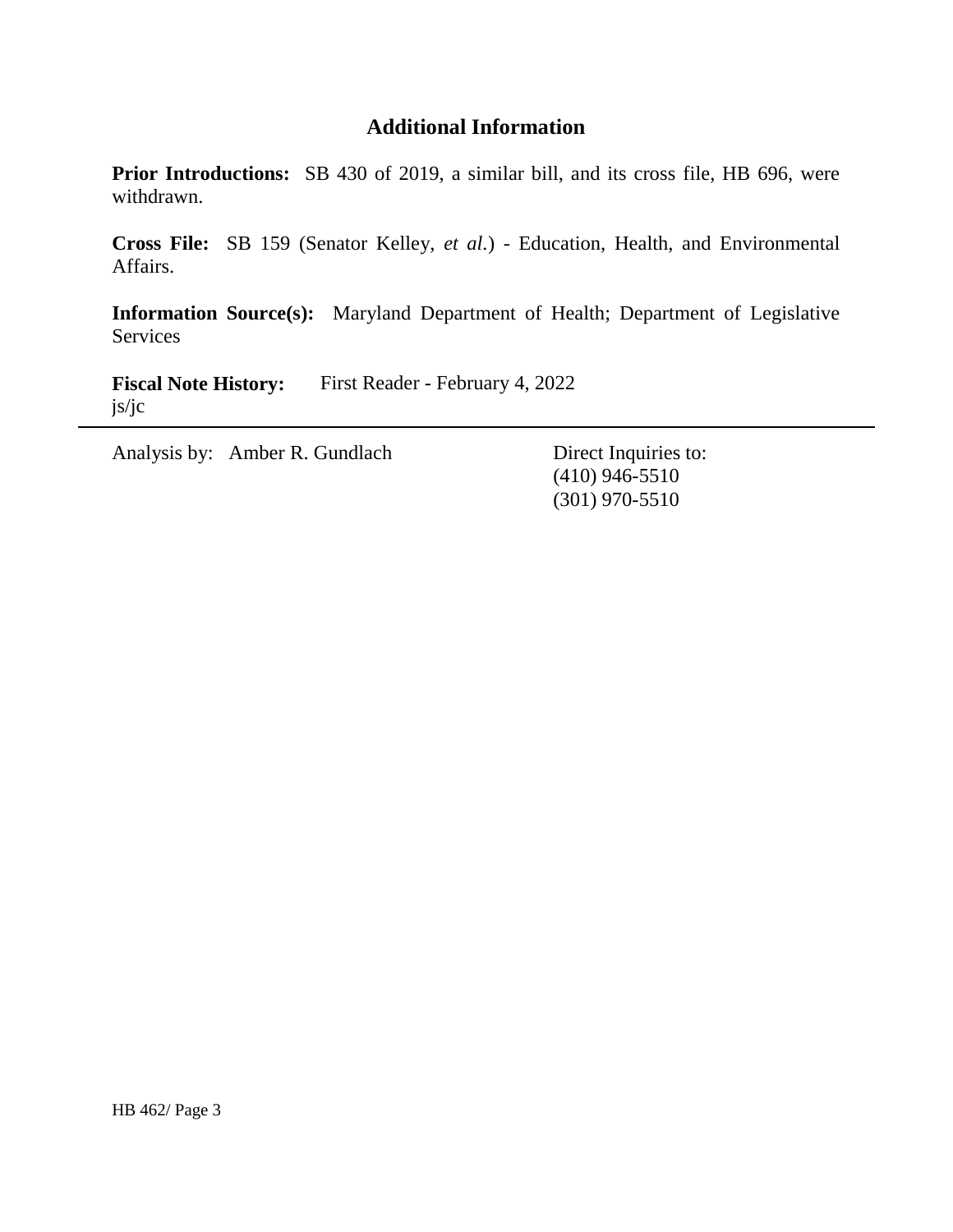## Additional Information

**Prior Introductions:** SB 430 of 2019, a similar bill, and its cross file, HB 696, were withdrawn.

**Cross File:** SB 159 (Senator Kelley, *et al.*) - Education, Health, and Environmental Affairs.

**Information Source(s):** Maryland Department of Health; Department of Legislative Services

**Fiscal Note History:** First Reader - February 4, 2022
js/jc

---

Analysis by: Amber R. Gundlach

Direct Inquiries to:
(410) 946-5510
(301) 970-5510